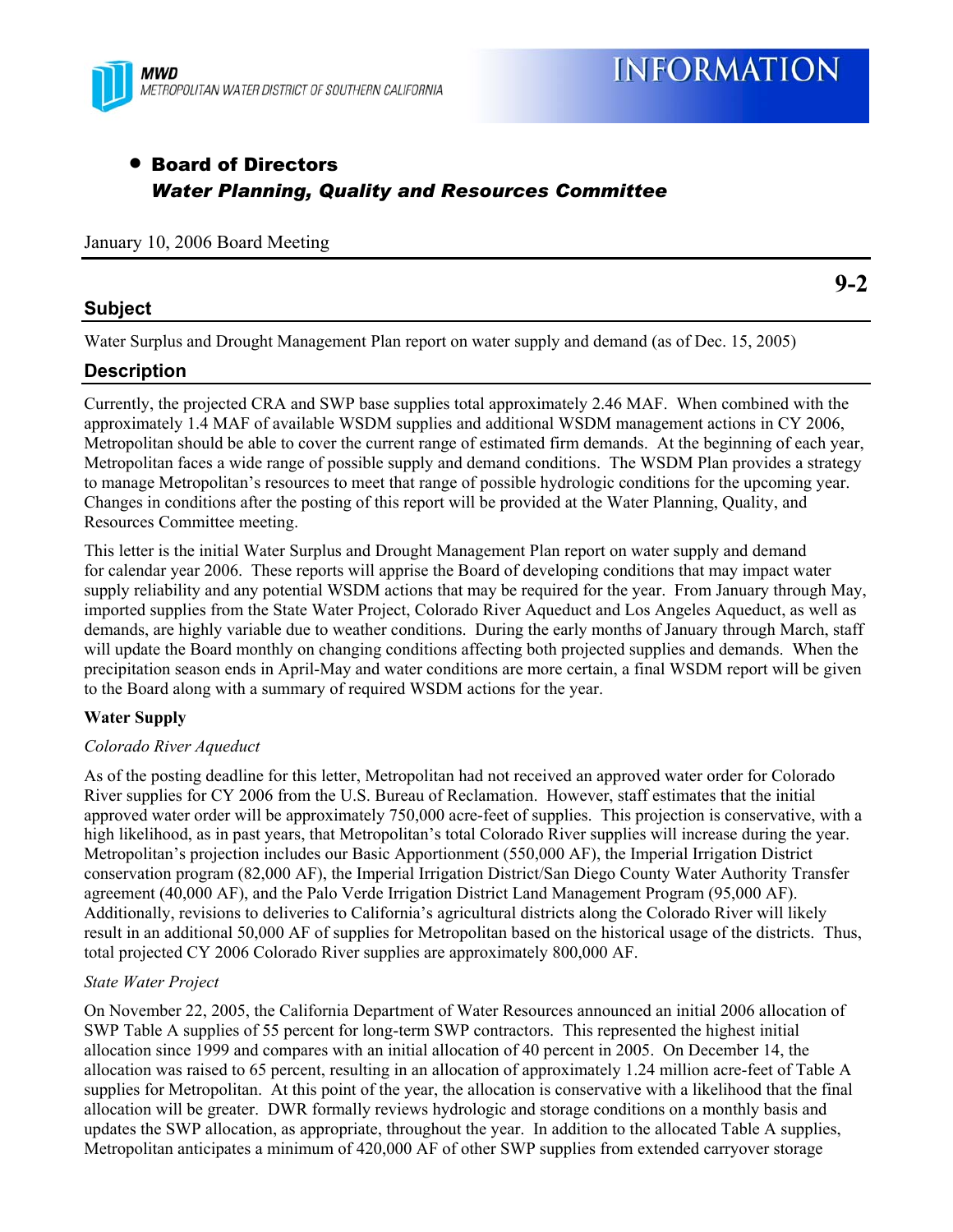MWD
METROPOLITAN WATER DISTRICT OF SOUTHERN CALIFORNIA

# INFORMATION

- **Board of Directors**
  ***Water Planning, Quality and Resources Committee***

January 10, 2006 Board Meeting

**9-2**

## Subject

Water Surplus and Drought Management Plan report on water supply and demand (as of Dec. 15, 2005)

## Description

Currently, the projected CRA and SWP base supplies total approximately 2.46 MAF. When combined with the approximately 1.4 MAF of available WSDM supplies and additional WSDM management actions in CY 2006, Metropolitan should be able to cover the current range of estimated firm demands. At the beginning of each year, Metropolitan faces a wide range of possible supply and demand conditions. The WSDM Plan provides a strategy to manage Metropolitan's resources to meet that range of possible hydrologic conditions for the upcoming year. Changes in conditions after the posting of this report will be provided at the Water Planning, Quality, and Resources Committee meeting.

This letter is the initial Water Surplus and Drought Management Plan report on water supply and demand for calendar year 2006. These reports will apprise the Board of developing conditions that may impact water supply reliability and any potential WSDM actions that may be required for the year. From January through May, imported supplies from the State Water Project, Colorado River Aqueduct and Los Angeles Aqueduct, as well as demands, are highly variable due to weather conditions. During the early months of January through March, staff will update the Board monthly on changing conditions affecting both projected supplies and demands. When the precipitation season ends in April-May and water conditions are more certain, a final WSDM report will be given to the Board along with a summary of required WSDM actions for the year.

**Water Supply**

*Colorado River Aqueduct*

As of the posting deadline for this letter, Metropolitan had not received an approved water order for Colorado River supplies for CY 2006 from the U.S. Bureau of Reclamation. However, staff estimates that the initial approved water order will be approximately 750,000 acre-feet of supplies. This projection is conservative, with a high likelihood, as in past years, that Metropolitan's total Colorado River supplies will increase during the year. Metropolitan's projection includes our Basic Apportionment (550,000 AF), the Imperial Irrigation District conservation program (82,000 AF), the Imperial Irrigation District/San Diego County Water Authority Transfer agreement (40,000 AF), and the Palo Verde Irrigation District Land Management Program (95,000 AF). Additionally, revisions to deliveries to California's agricultural districts along the Colorado River will likely result in an additional 50,000 AF of supplies for Metropolitan based on the historical usage of the districts. Thus, total projected CY 2006 Colorado River supplies are approximately 800,000 AF.

*State Water Project*

On November 22, 2005, the California Department of Water Resources announced an initial 2006 allocation of SWP Table A supplies of 55 percent for long-term SWP contractors. This represented the highest initial allocation since 1999 and compares with an initial allocation of 40 percent in 2005. On December 14, the allocation was raised to 65 percent, resulting in an allocation of approximately 1.24 million acre-feet of Table A supplies for Metropolitan. At this point of the year, the allocation is conservative with a likelihood that the final allocation will be greater. DWR formally reviews hydrologic and storage conditions on a monthly basis and updates the SWP allocation, as appropriate, throughout the year. In addition to the allocated Table A supplies, Metropolitan anticipates a minimum of 420,000 AF of other SWP supplies from extended carryover storage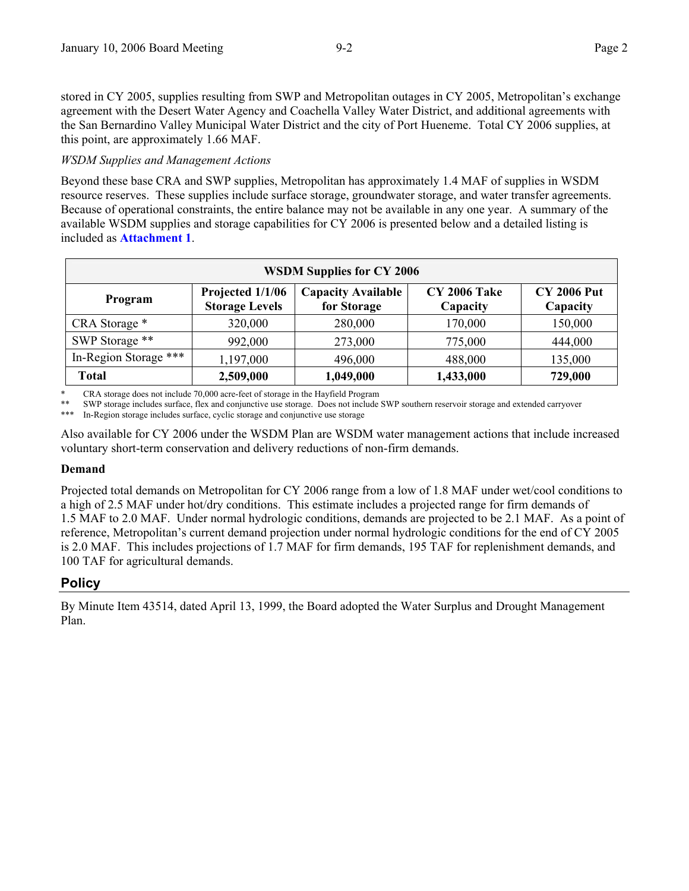stored in CY 2005, supplies resulting from SWP and Metropolitan outages in CY 2005, Metropolitan's exchange agreement with the Desert Water Agency and Coachella Valley Water District, and additional agreements with the San Bernardino Valley Municipal Water District and the city of Port Hueneme. Total CY 2006 supplies, at this point, are approximately 1.66 MAF.

*WSDM Supplies and Management Actions*

Beyond these base CRA and SWP supplies, Metropolitan has approximately 1.4 MAF of supplies in WSDM resource reserves. These supplies include surface storage, groundwater storage, and water transfer agreements. Because of operational constraints, the entire balance may not be available in any one year. A summary of the available WSDM supplies and storage capabilities for CY 2006 is presented below and a detailed listing is included as **Attachment 1**.

| WSDM Supplies for CY 2006 | | | | |
|---|---|---|---|---|
| **Program** | **Projected 1/1/06 Storage Levels** | **Capacity Available for Storage** | **CY 2006 Take Capacity** | **CY 2006 Put Capacity** |
| CRA Storage * | 320,000 | 280,000 | 170,000 | 150,000 |
| SWP Storage ** | 992,000 | 273,000 | 775,000 | 444,000 |
| In-Region Storage *** | 1,197,000 | 496,000 | 488,000 | 135,000 |
| **Total** | **2,509,000** | **1,049,000** | **1,433,000** | **729,000** |

\* CRA storage does not include 70,000 acre-feet of storage in the Hayfield Program

\** SWP storage includes surface, flex and conjunctive use storage. Does not include SWP southern reservoir storage and extended carryover

\*** In-Region storage includes surface, cyclic storage and conjunctive use storage

Also available for CY 2006 under the WSDM Plan are WSDM water management actions that include increased voluntary short-term conservation and delivery reductions of non-firm demands.

**Demand**

Projected total demands on Metropolitan for CY 2006 range from a low of 1.8 MAF under wet/cool conditions to a high of 2.5 MAF under hot/dry conditions. This estimate includes a projected range for firm demands of 1.5 MAF to 2.0 MAF. Under normal hydrologic conditions, demands are projected to be 2.1 MAF. As a point of reference, Metropolitan's current demand projection under normal hydrologic conditions for the end of CY 2005 is 2.0 MAF. This includes projections of 1.7 MAF for firm demands, 195 TAF for replenishment demands, and 100 TAF for agricultural demands.

## Policy

By Minute Item 43514, dated April 13, 1999, the Board adopted the Water Surplus and Drought Management Plan.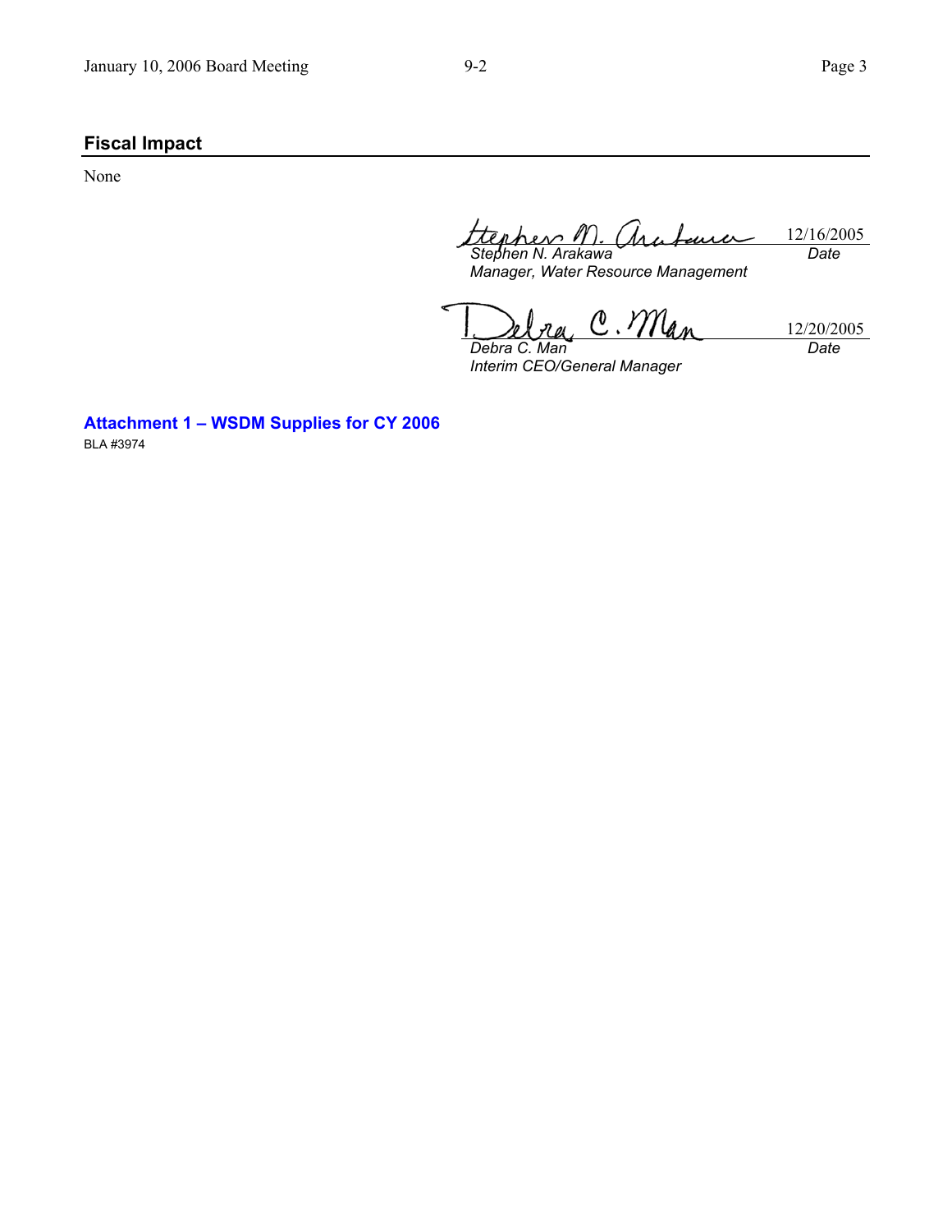## Fiscal Impact

None

| | |
|---|---|
| *Stephen N. Arakawa*<br>*Manager, Water Resource Management* | 12/16/2005<br>*Date* |
| *Debra C. Man*<br>*Interim CEO/General Manager* | 12/20/2005<br>*Date* |

**Attachment 1 – WSDM Supplies for CY 2006**

BLA #3974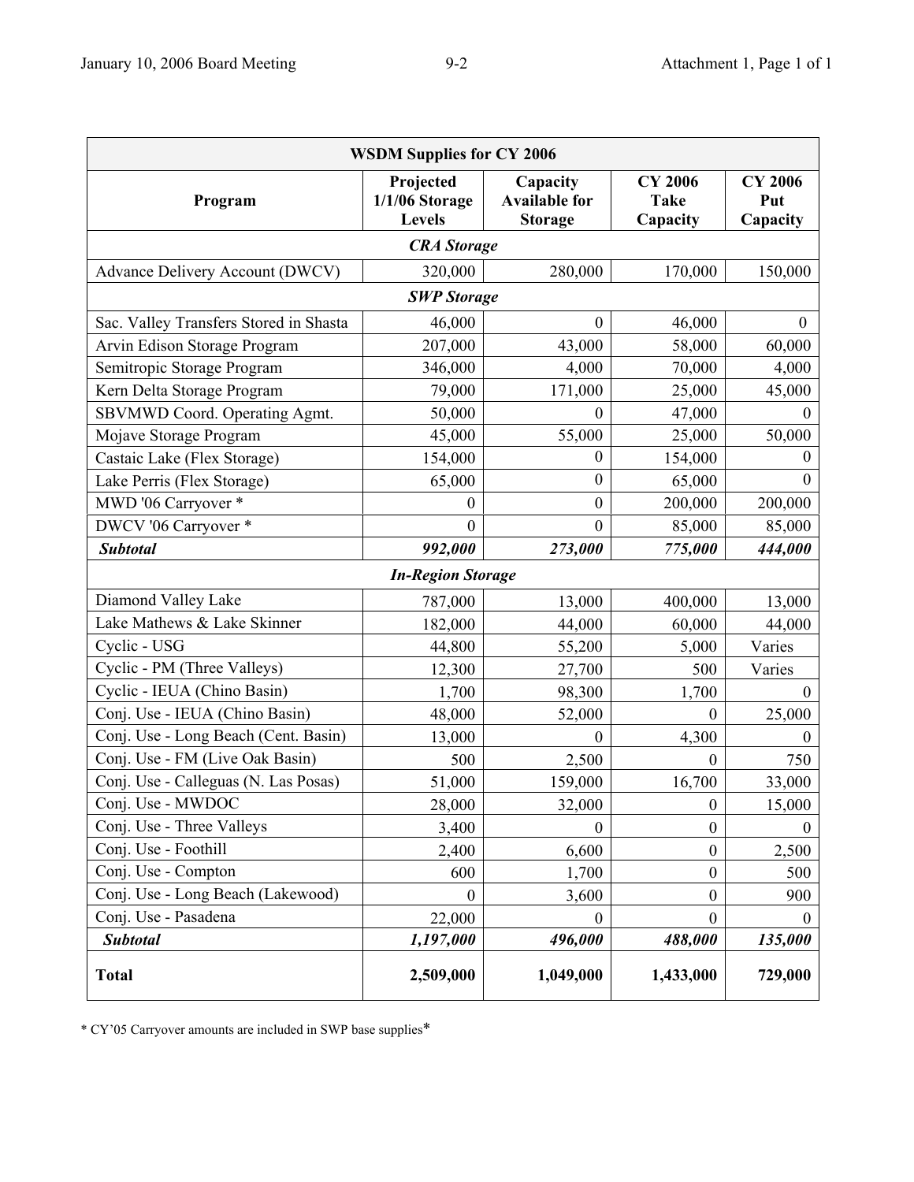| WSDM Supplies for CY 2006 | | | | |
|---|---|---|---|---|
| **Program** | **Projected 1/1/06 Storage Levels** | **Capacity Available for Storage** | **CY 2006 Take Capacity** | **CY 2006 Put Capacity** |
| ***CRA Storage*** | | | | |
| Advance Delivery Account (DWCV) | 320,000 | 280,000 | 170,000 | 150,000 |
| ***SWP Storage*** | | | | |
| Sac. Valley Transfers Stored in Shasta | 46,000 | 0 | 46,000 | 0 |
| Arvin Edison Storage Program | 207,000 | 43,000 | 58,000 | 60,000 |
| Semitropic Storage Program | 346,000 | 4,000 | 70,000 | 4,000 |
| Kern Delta Storage Program | 79,000 | 171,000 | 25,000 | 45,000 |
| SBVMWD Coord. Operating Agmt. | 50,000 | 0 | 47,000 | 0 |
| Mojave Storage Program | 45,000 | 55,000 | 25,000 | 50,000 |
| Castaic Lake (Flex Storage) | 154,000 | 0 | 154,000 | 0 |
| Lake Perris (Flex Storage) | 65,000 | 0 | 65,000 | 0 |
| MWD '06 Carryover * | 0 | 0 | 200,000 | 200,000 |
| DWCV '06 Carryover * | 0 | 0 | 85,000 | 85,000 |
| ***Subtotal*** | ***992,000*** | ***273,000*** | ***775,000*** | ***444,000*** |
| ***In-Region Storage*** | | | | |
| Diamond Valley Lake | 787,000 | 13,000 | 400,000 | 13,000 |
| Lake Mathews & Lake Skinner | 182,000 | 44,000 | 60,000 | 44,000 |
| Cyclic - USG | 44,800 | 55,200 | 5,000 | Varies |
| Cyclic - PM (Three Valleys) | 12,300 | 27,700 | 500 | Varies |
| Cyclic - IEUA (Chino Basin) | 1,700 | 98,300 | 1,700 | 0 |
| Conj. Use - IEUA (Chino Basin) | 48,000 | 52,000 | 0 | 25,000 |
| Conj. Use - Long Beach (Cent. Basin) | 13,000 | 0 | 4,300 | 0 |
| Conj. Use - FM (Live Oak Basin) | 500 | 2,500 | 0 | 750 |
| Conj. Use - Calleguas (N. Las Posas) | 51,000 | 159,000 | 16,700 | 33,000 |
| Conj. Use - MWDOC | 28,000 | 32,000 | 0 | 15,000 |
| Conj. Use - Three Valleys | 3,400 | 0 | 0 | 0 |
| Conj. Use - Foothill | 2,400 | 6,600 | 0 | 2,500 |
| Conj. Use - Compton | 600 | 1,700 | 0 | 500 |
| Conj. Use - Long Beach (Lakewood) | 0 | 3,600 | 0 | 900 |
| Conj. Use - Pasadena | 22,000 | 0 | 0 | 0 |
| ***Subtotal*** | ***1,197,000*** | ***496,000*** | ***488,000*** | ***135,000*** |
| **Total** | **2,509,000** | **1,049,000** | **1,433,000** | **729,000** |

* CY'05 Carryover amounts are included in SWP base supplies*